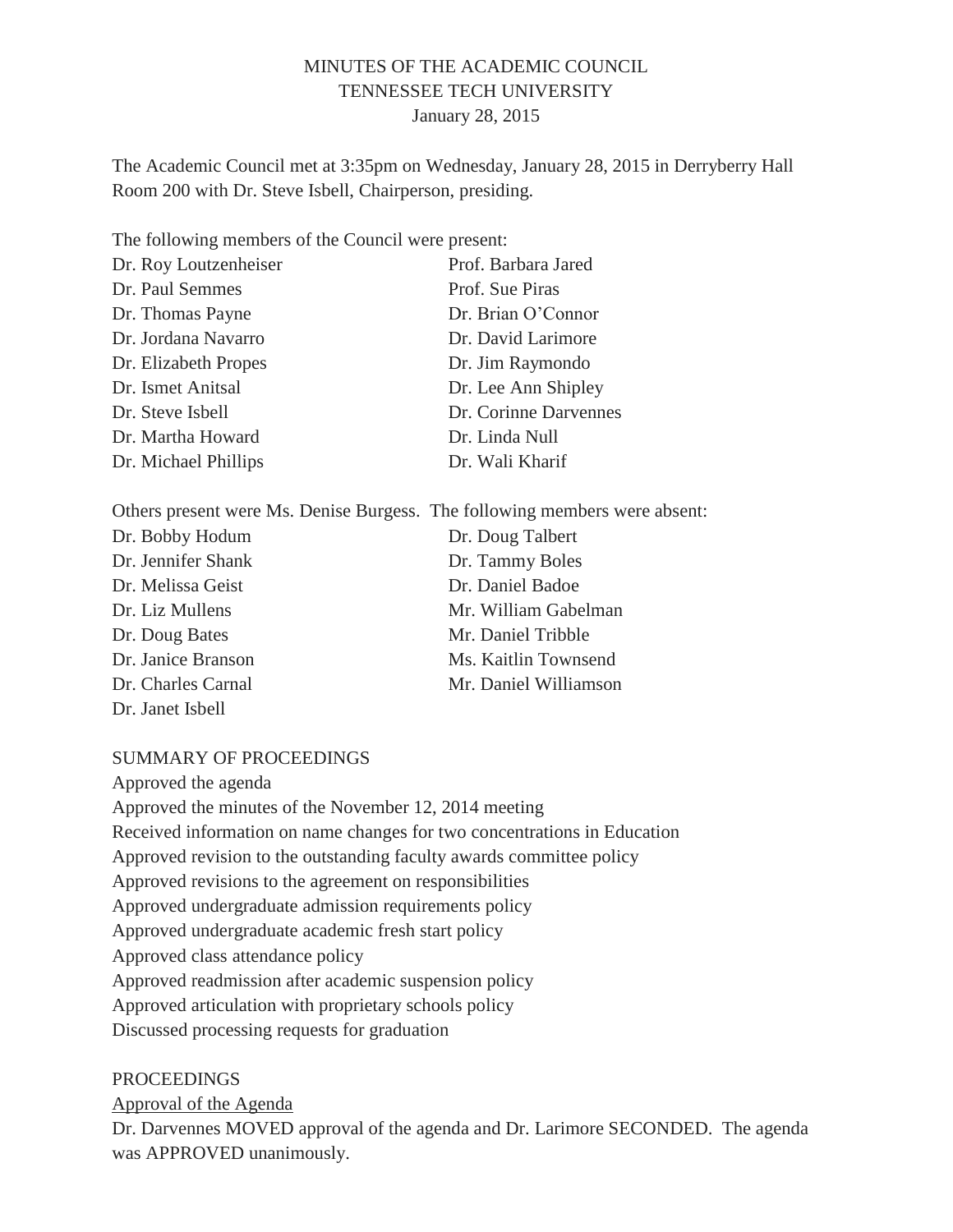# MINUTES OF THE ACADEMIC COUNCIL
# TENNESSEE TECH UNIVERSITY
January 28, 2015

The Academic Council met at 3:35pm on Wednesday, January 28, 2015 in Derryberry Hall Room 200 with Dr. Steve Isbell, Chairperson, presiding.

The following members of the Council were present:

| | |
|---|---|
| Dr. Roy Loutzenheiser | Prof. Barbara Jared |
| Dr. Paul Semmes | Prof. Sue Piras |
| Dr. Thomas Payne | Dr. Brian O'Connor |
| Dr. Jordana Navarro | Dr. David Larimore |
| Dr. Elizabeth Propes | Dr. Jim Raymondo |
| Dr. Ismet Anitsal | Dr. Lee Ann Shipley |
| Dr. Steve Isbell | Dr. Corinne Darvennes |
| Dr. Martha Howard | Dr. Linda Null |
| Dr. Michael Phillips | Dr. Wali Kharif |

Others present were Ms. Denise Burgess. The following members were absent:

| | |
|---|---|
| Dr. Bobby Hodum | Dr. Doug Talbert |
| Dr. Jennifer Shank | Dr. Tammy Boles |
| Dr. Melissa Geist | Dr. Daniel Badoe |
| Dr. Liz Mullens | Mr. William Gabelman |
| Dr. Doug Bates | Mr. Daniel Tribble |
| Dr. Janice Branson | Ms. Kaitlin Townsend |
| Dr. Charles Carnal | Mr. Daniel Williamson |
| Dr. Janet Isbell | |

## SUMMARY OF PROCEEDINGS

Approved the agenda
Approved the minutes of the November 12, 2014 meeting
Received information on name changes for two concentrations in Education
Approved revision to the outstanding faculty awards committee policy
Approved revisions to the agreement on responsibilities
Approved undergraduate admission requirements policy
Approved undergraduate academic fresh start policy
Approved class attendance policy
Approved readmission after academic suspension policy
Approved articulation with proprietary schools policy
Discussed processing requests for graduation

## PROCEEDINGS

Approval of the Agenda

Dr. Darvennes MOVED approval of the agenda and Dr. Larimore SECONDED. The agenda was APPROVED unanimously.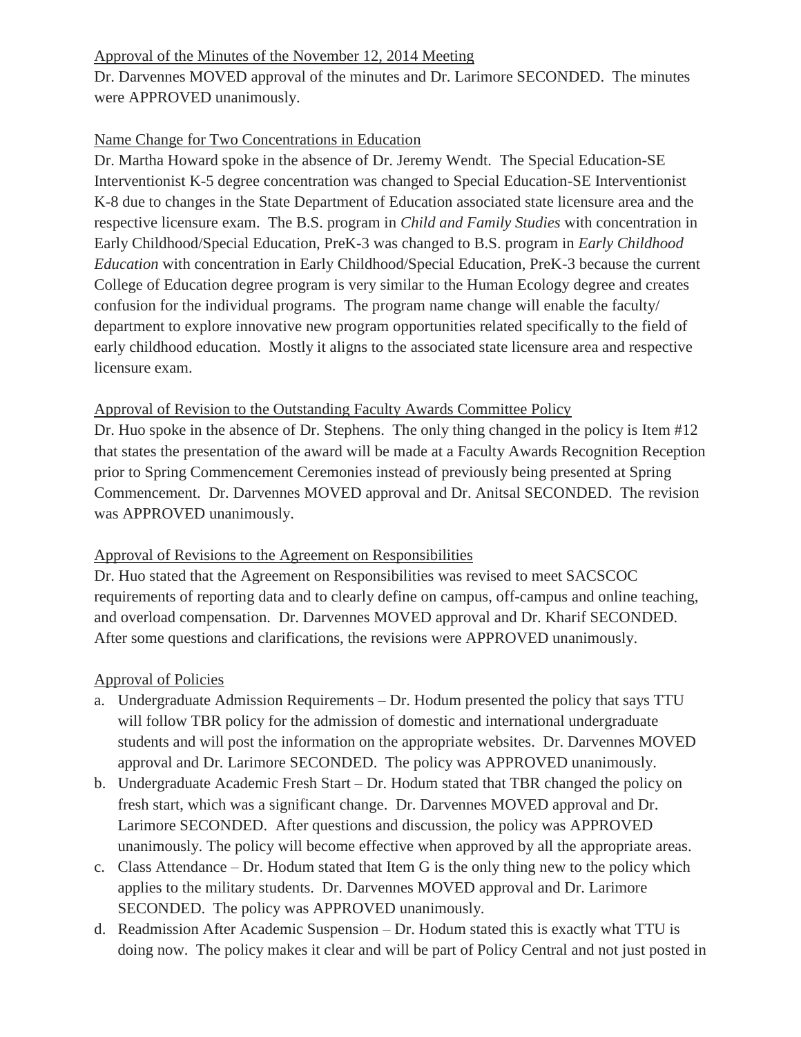Approval of the Minutes of the November 12, 2014 Meeting

Dr. Darvennes MOVED approval of the minutes and Dr. Larimore SECONDED. The minutes were APPROVED unanimously.

Name Change for Two Concentrations in Education

Dr. Martha Howard spoke in the absence of Dr. Jeremy Wendt. The Special Education-SE Interventionist K-5 degree concentration was changed to Special Education-SE Interventionist K-8 due to changes in the State Department of Education associated state licensure area and the respective licensure exam. The B.S. program in *Child and Family Studies* with concentration in Early Childhood/Special Education, PreK-3 was changed to B.S. program in *Early Childhood Education* with concentration in Early Childhood/Special Education, PreK-3 because the current College of Education degree program is very similar to the Human Ecology degree and creates confusion for the individual programs. The program name change will enable the faculty/ department to explore innovative new program opportunities related specifically to the field of early childhood education. Mostly it aligns to the associated state licensure area and respective licensure exam.

Approval of Revision to the Outstanding Faculty Awards Committee Policy

Dr. Huo spoke in the absence of Dr. Stephens. The only thing changed in the policy is Item #12 that states the presentation of the award will be made at a Faculty Awards Recognition Reception prior to Spring Commencement Ceremonies instead of previously being presented at Spring Commencement. Dr. Darvennes MOVED approval and Dr. Anitsal SECONDED. The revision was APPROVED unanimously.

Approval of Revisions to the Agreement on Responsibilities

Dr. Huo stated that the Agreement on Responsibilities was revised to meet SACSCOC requirements of reporting data and to clearly define on campus, off-campus and online teaching, and overload compensation. Dr. Darvennes MOVED approval and Dr. Kharif SECONDED. After some questions and clarifications, the revisions were APPROVED unanimously.

Approval of Policies

a. Undergraduate Admission Requirements – Dr. Hodum presented the policy that says TTU will follow TBR policy for the admission of domestic and international undergraduate students and will post the information on the appropriate websites. Dr. Darvennes MOVED approval and Dr. Larimore SECONDED. The policy was APPROVED unanimously.
b. Undergraduate Academic Fresh Start – Dr. Hodum stated that TBR changed the policy on fresh start, which was a significant change. Dr. Darvennes MOVED approval and Dr. Larimore SECONDED. After questions and discussion, the policy was APPROVED unanimously. The policy will become effective when approved by all the appropriate areas.
c. Class Attendance – Dr. Hodum stated that Item G is the only thing new to the policy which applies to the military students. Dr. Darvennes MOVED approval and Dr. Larimore SECONDED. The policy was APPROVED unanimously.
d. Readmission After Academic Suspension – Dr. Hodum stated this is exactly what TTU is doing now. The policy makes it clear and will be part of Policy Central and not just posted in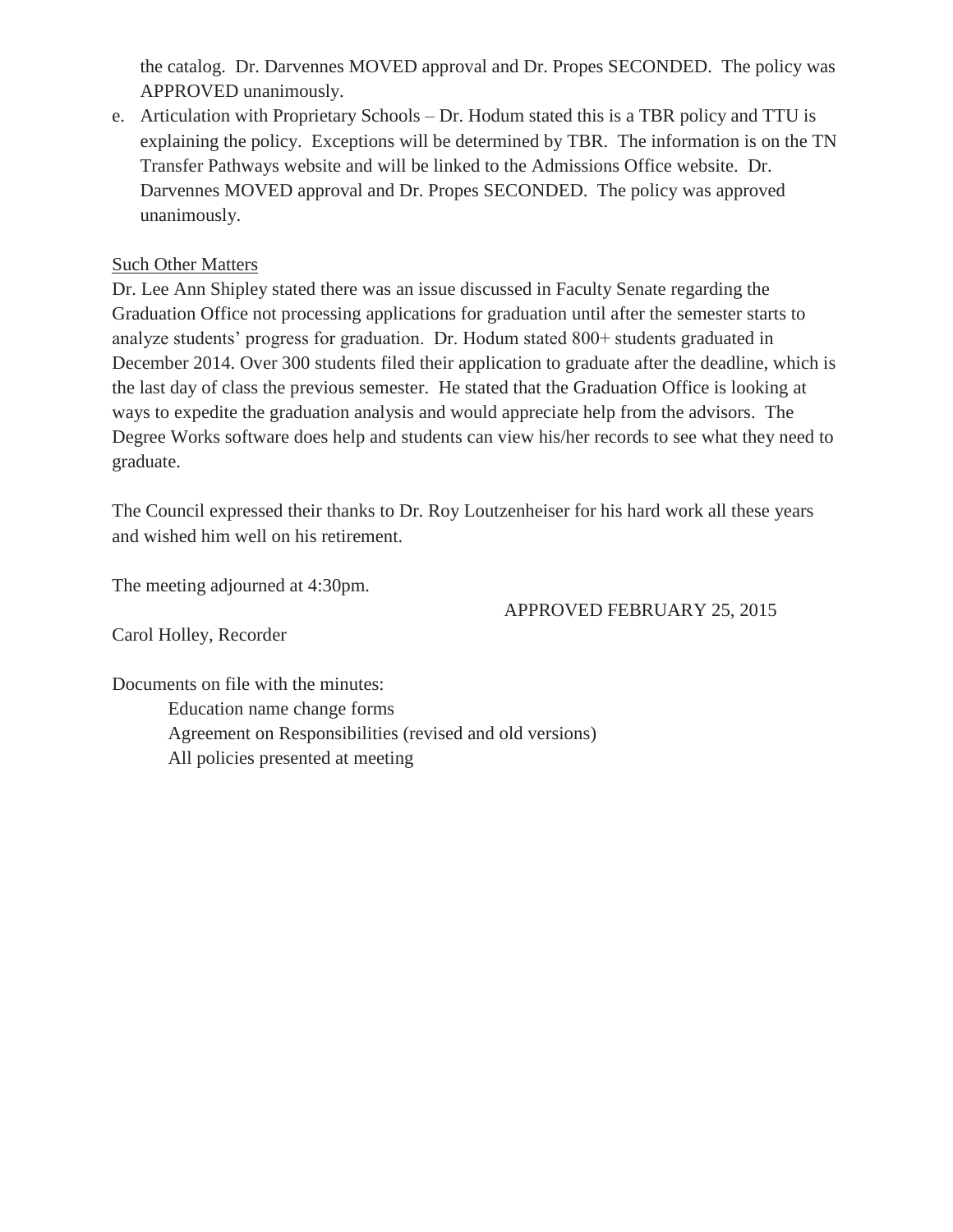the catalog. Dr. Darvennes MOVED approval and Dr. Propes SECONDED. The policy was APPROVED unanimously.

e. Articulation with Proprietary Schools – Dr. Hodum stated this is a TBR policy and TTU is explaining the policy. Exceptions will be determined by TBR. The information is on the TN Transfer Pathways website and will be linked to the Admissions Office website. Dr. Darvennes MOVED approval and Dr. Propes SECONDED. The policy was approved unanimously.

<u>Such Other Matters</u>

Dr. Lee Ann Shipley stated there was an issue discussed in Faculty Senate regarding the Graduation Office not processing applications for graduation until after the semester starts to analyze students' progress for graduation. Dr. Hodum stated 800+ students graduated in December 2014. Over 300 students filed their application to graduate after the deadline, which is the last day of class the previous semester. He stated that the Graduation Office is looking at ways to expedite the graduation analysis and would appreciate help from the advisors. The Degree Works software does help and students can view his/her records to see what they need to graduate.

The Council expressed their thanks to Dr. Roy Loutzenheiser for his hard work all these years and wished him well on his retirement.

The meeting adjourned at 4:30pm.

APPROVED FEBRUARY 25, 2015

Carol Holley, Recorder

Documents on file with the minutes:

Education name change forms
Agreement on Responsibilities (revised and old versions)
All policies presented at meeting